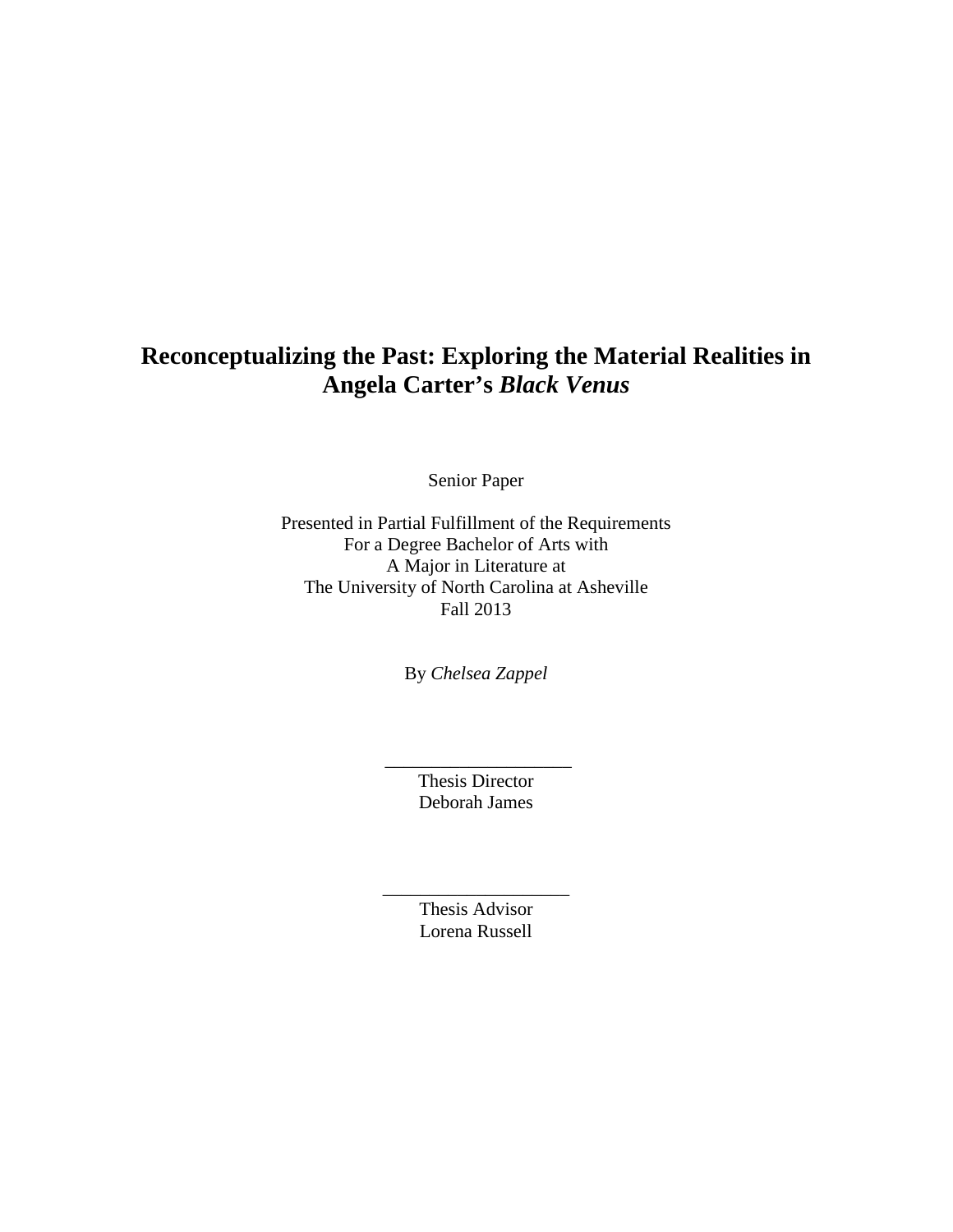# Reconceptualizing the Past: Exploring the Material Realities in Angela Carter's *Black Venus*

Senior Paper

Presented in Partial Fulfillment of the Requirements
For a Degree Bachelor of Arts with
A Major in Literature at
The University of North Carolina at Asheville
Fall 2013

By *Chelsea Zappel*

____________________
Thesis Director
Deborah James

____________________
Thesis Advisor
Lorena Russell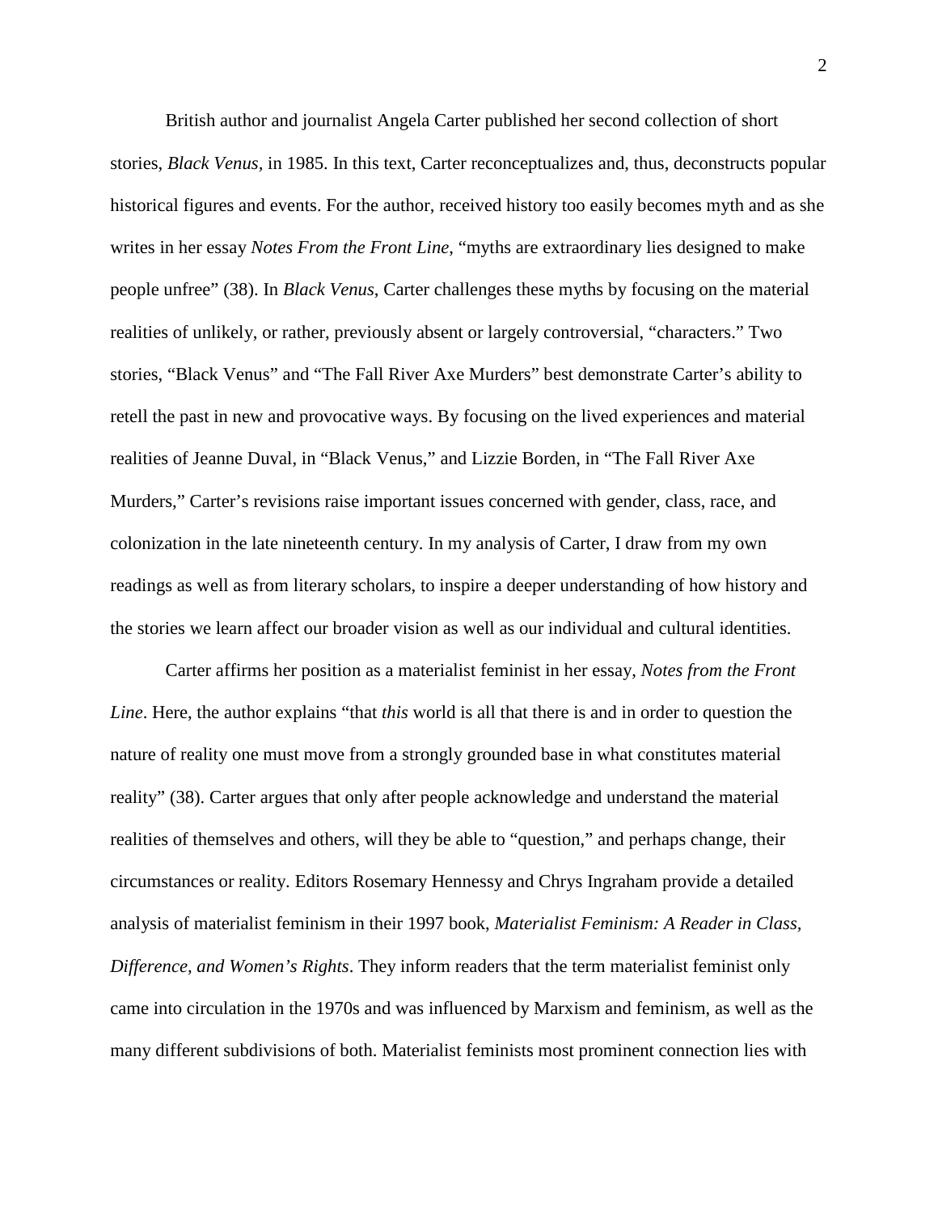British author and journalist Angela Carter published her second collection of short stories, *Black Venus*, in 1985. In this text, Carter reconceptualizes and, thus, deconstructs popular historical figures and events. For the author, received history too easily becomes myth and as she writes in her essay *Notes From the Front Line*, "myths are extraordinary lies designed to make people unfree" (38). In *Black Venus*, Carter challenges these myths by focusing on the material realities of unlikely, or rather, previously absent or largely controversial, "characters." Two stories, "Black Venus" and "The Fall River Axe Murders" best demonstrate Carter's ability to retell the past in new and provocative ways. By focusing on the lived experiences and material realities of Jeanne Duval, in "Black Venus," and Lizzie Borden, in "The Fall River Axe Murders," Carter's revisions raise important issues concerned with gender, class, race, and colonization in the late nineteenth century. In my analysis of Carter, I draw from my own readings as well as from literary scholars, to inspire a deeper understanding of how history and the stories we learn affect our broader vision as well as our individual and cultural identities.

Carter affirms her position as a materialist feminist in her essay, *Notes from the Front Line*. Here, the author explains "that *this* world is all that there is and in order to question the nature of reality one must move from a strongly grounded base in what constitutes material reality" (38). Carter argues that only after people acknowledge and understand the material realities of themselves and others, will they be able to "question," and perhaps change, their circumstances or reality. Editors Rosemary Hennessy and Chrys Ingraham provide a detailed analysis of materialist feminism in their 1997 book, *Materialist Feminism: A Reader in Class, Difference, and Women's Rights*. They inform readers that the term materialist feminist only came into circulation in the 1970s and was influenced by Marxism and feminism, as well as the many different subdivisions of both. Materialist feminists most prominent connection lies with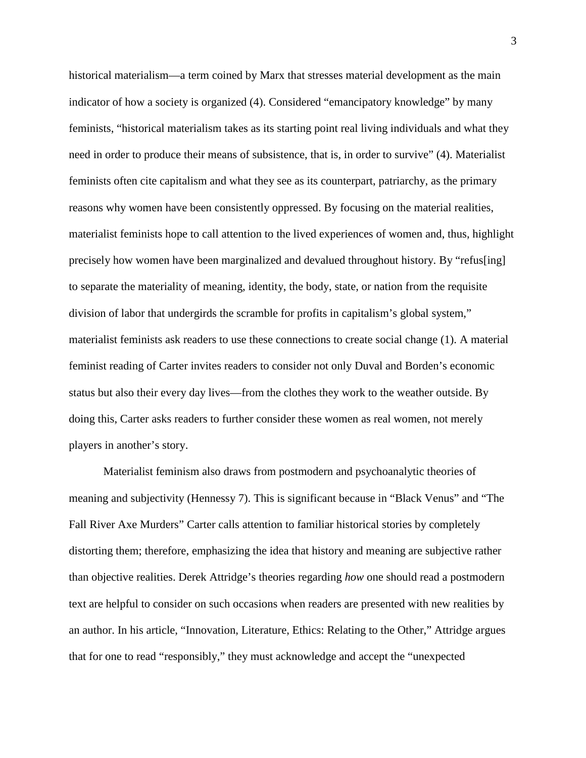historical materialism—a term coined by Marx that stresses material development as the main indicator of how a society is organized (4). Considered "emancipatory knowledge" by many feminists, "historical materialism takes as its starting point real living individuals and what they need in order to produce their means of subsistence, that is, in order to survive" (4). Materialist feminists often cite capitalism and what they see as its counterpart, patriarchy, as the primary reasons why women have been consistently oppressed. By focusing on the material realities, materialist feminists hope to call attention to the lived experiences of women and, thus, highlight precisely how women have been marginalized and devalued throughout history. By "refus[ing] to separate the materiality of meaning, identity, the body, state, or nation from the requisite division of labor that undergirds the scramble for profits in capitalism's global system," materialist feminists ask readers to use these connections to create social change (1). A material feminist reading of Carter invites readers to consider not only Duval and Borden's economic status but also their every day lives—from the clothes they work to the weather outside. By doing this, Carter asks readers to further consider these women as real women, not merely players in another's story.

Materialist feminism also draws from postmodern and psychoanalytic theories of meaning and subjectivity (Hennessy 7). This is significant because in "Black Venus" and "The Fall River Axe Murders" Carter calls attention to familiar historical stories by completely distorting them; therefore, emphasizing the idea that history and meaning are subjective rather than objective realities. Derek Attridge's theories regarding *how* one should read a postmodern text are helpful to consider on such occasions when readers are presented with new realities by an author. In his article, "Innovation, Literature, Ethics: Relating to the Other," Attridge argues that for one to read "responsibly," they must acknowledge and accept the "unexpected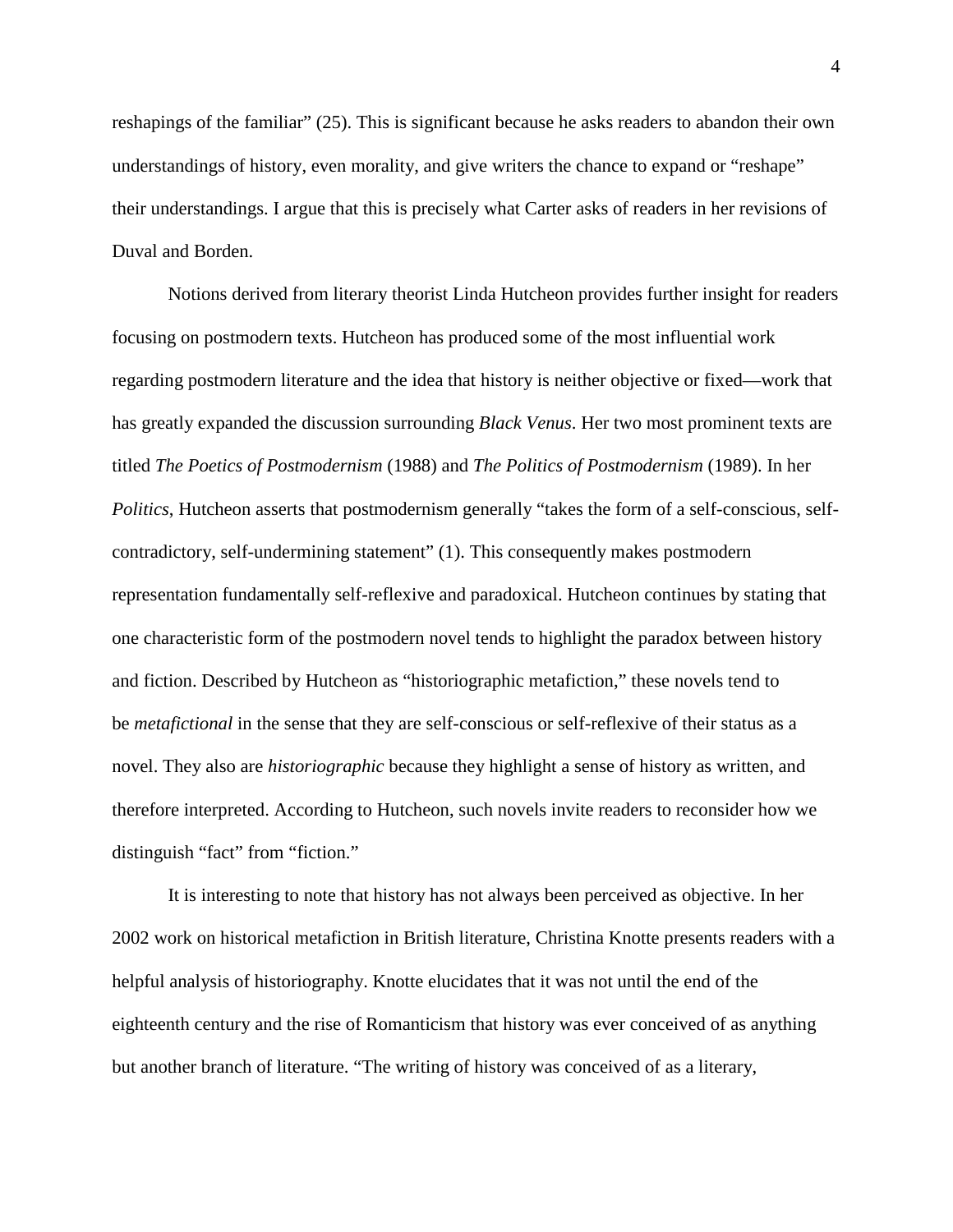reshapings of the familiar" (25). This is significant because he asks readers to abandon their own understandings of history, even morality, and give writers the chance to expand or "reshape" their understandings. I argue that this is precisely what Carter asks of readers in her revisions of Duval and Borden.

Notions derived from literary theorist Linda Hutcheon provides further insight for readers focusing on postmodern texts. Hutcheon has produced some of the most influential work regarding postmodern literature and the idea that history is neither objective or fixed—work that has greatly expanded the discussion surrounding *Black Venus*. Her two most prominent texts are titled *The Poetics of Postmodernism* (1988) and *The Politics of Postmodernism* (1989). In her *Politics*, Hutcheon asserts that postmodernism generally "takes the form of a self-conscious, self-contradictory, self-undermining statement" (1). This consequently makes postmodern representation fundamentally self-reflexive and paradoxical. Hutcheon continues by stating that one characteristic form of the postmodern novel tends to highlight the paradox between history and fiction. Described by Hutcheon as "historiographic metafiction," these novels tend to be *metafictional* in the sense that they are self-conscious or self-reflexive of their status as a novel. They also are *historiographic* because they highlight a sense of history as written, and therefore interpreted. According to Hutcheon, such novels invite readers to reconsider how we distinguish "fact" from "fiction."

It is interesting to note that history has not always been perceived as objective. In her 2002 work on historical metafiction in British literature, Christina Knotte presents readers with a helpful analysis of historiography. Knotte elucidates that it was not until the end of the eighteenth century and the rise of Romanticism that history was ever conceived of as anything but another branch of literature. "The writing of history was conceived of as a literary,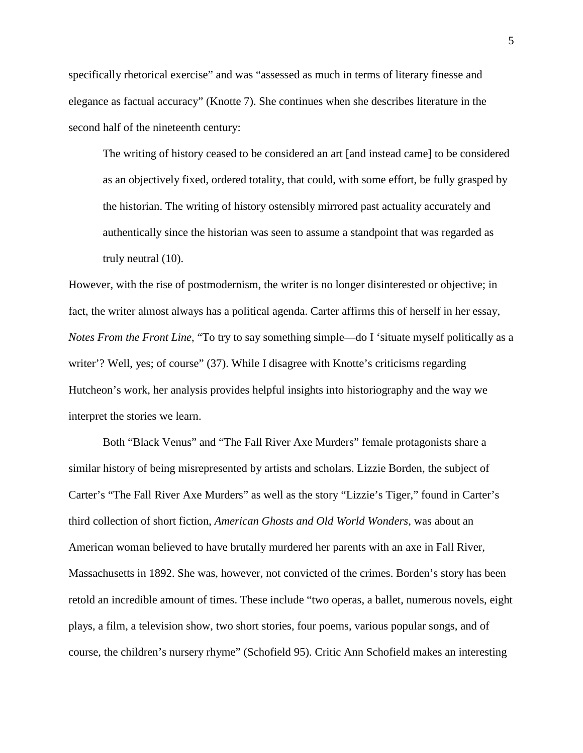specifically rhetorical exercise" and was "assessed as much in terms of literary finesse and elegance as factual accuracy" (Knotte 7). She continues when she describes literature in the second half of the nineteenth century:

> The writing of history ceased to be considered an art [and instead came] to be considered as an objectively fixed, ordered totality, that could, with some effort, be fully grasped by the historian. The writing of history ostensibly mirrored past actuality accurately and authentically since the historian was seen to assume a standpoint that was regarded as truly neutral (10).

However, with the rise of postmodernism, the writer is no longer disinterested or objective; in fact, the writer almost always has a political agenda. Carter affirms this of herself in her essay, *Notes From the Front Line*, "To try to say something simple—do I 'situate myself politically as a writer'? Well, yes; of course" (37). While I disagree with Knotte's criticisms regarding Hutcheon's work, her analysis provides helpful insights into historiography and the way we interpret the stories we learn.

Both "Black Venus" and "The Fall River Axe Murders" female protagonists share a similar history of being misrepresented by artists and scholars. Lizzie Borden, the subject of Carter's "The Fall River Axe Murders" as well as the story "Lizzie's Tiger," found in Carter's third collection of short fiction, *American Ghosts and Old World Wonders*, was about an American woman believed to have brutally murdered her parents with an axe in Fall River, Massachusetts in 1892. She was, however, not convicted of the crimes. Borden's story has been retold an incredible amount of times. These include "two operas, a ballet, numerous novels, eight plays, a film, a television show, two short stories, four poems, various popular songs, and of course, the children's nursery rhyme" (Schofield 95). Critic Ann Schofield makes an interesting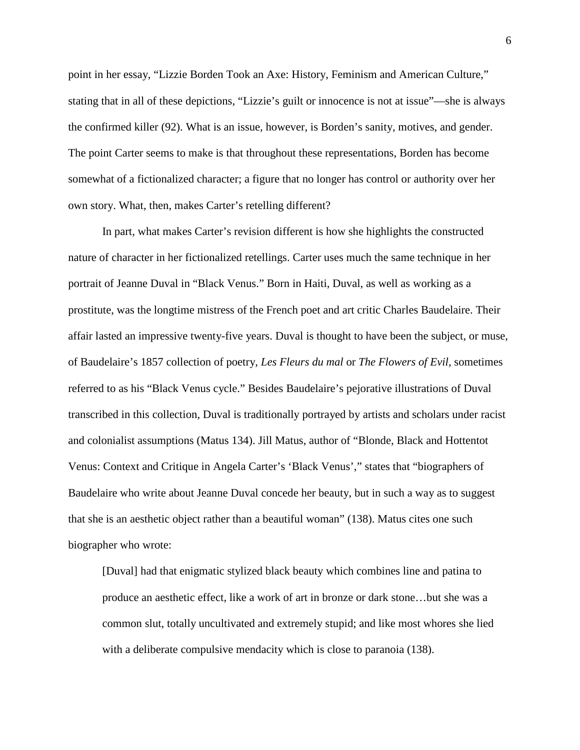point in her essay, "Lizzie Borden Took an Axe: History, Feminism and American Culture," stating that in all of these depictions, "Lizzie's guilt or innocence is not at issue"—she is always the confirmed killer (92). What is an issue, however, is Borden's sanity, motives, and gender. The point Carter seems to make is that throughout these representations, Borden has become somewhat of a fictionalized character; a figure that no longer has control or authority over her own story. What, then, makes Carter's retelling different?

In part, what makes Carter's revision different is how she highlights the constructed nature of character in her fictionalized retellings. Carter uses much the same technique in her portrait of Jeanne Duval in "Black Venus." Born in Haiti, Duval, as well as working as a prostitute, was the longtime mistress of the French poet and art critic Charles Baudelaire. Their affair lasted an impressive twenty-five years. Duval is thought to have been the subject, or muse, of Baudelaire's 1857 collection of poetry, *Les Fleurs du mal* or *The Flowers of Evil*, sometimes referred to as his "Black Venus cycle." Besides Baudelaire's pejorative illustrations of Duval transcribed in this collection, Duval is traditionally portrayed by artists and scholars under racist and colonialist assumptions (Matus 134). Jill Matus, author of "Blonde, Black and Hottentot Venus: Context and Critique in Angela Carter's 'Black Venus'," states that "biographers of Baudelaire who write about Jeanne Duval concede her beauty, but in such a way as to suggest that she is an aesthetic object rather than a beautiful woman" (138). Matus cites one such biographer who wrote:

> [Duval] had that enigmatic stylized black beauty which combines line and patina to produce an aesthetic effect, like a work of art in bronze or dark stone…but she was a common slut, totally uncultivated and extremely stupid; and like most whores she lied with a deliberate compulsive mendacity which is close to paranoia (138).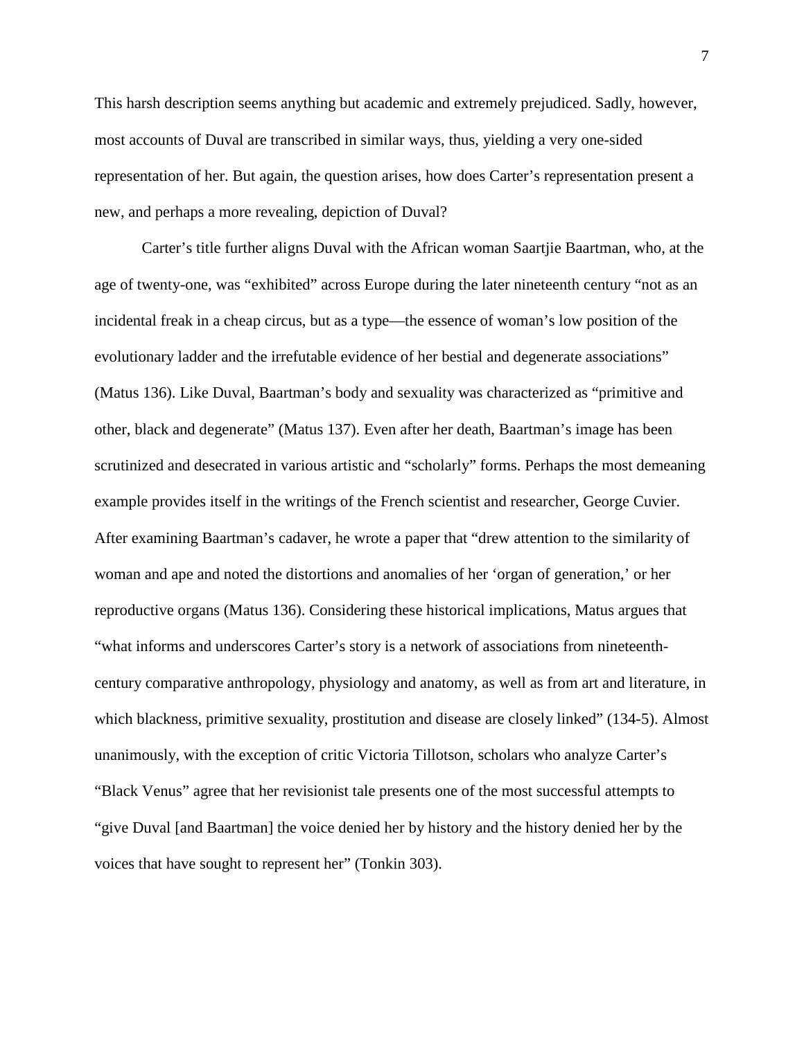This harsh description seems anything but academic and extremely prejudiced. Sadly, however, most accounts of Duval are transcribed in similar ways, thus, yielding a very one-sided representation of her. But again, the question arises, how does Carter's representation present a new, and perhaps a more revealing, depiction of Duval?

Carter's title further aligns Duval with the African woman Saartjie Baartman, who, at the age of twenty-one, was "exhibited" across Europe during the later nineteenth century "not as an incidental freak in a cheap circus, but as a type—the essence of woman's low position of the evolutionary ladder and the irrefutable evidence of her bestial and degenerate associations" (Matus 136). Like Duval, Baartman's body and sexuality was characterized as "primitive and other, black and degenerate" (Matus 137). Even after her death, Baartman's image has been scrutinized and desecrated in various artistic and "scholarly" forms. Perhaps the most demeaning example provides itself in the writings of the French scientist and researcher, George Cuvier. After examining Baartman's cadaver, he wrote a paper that "drew attention to the similarity of woman and ape and noted the distortions and anomalies of her 'organ of generation,' or her reproductive organs (Matus 136). Considering these historical implications, Matus argues that "what informs and underscores Carter's story is a network of associations from nineteenth-century comparative anthropology, physiology and anatomy, as well as from art and literature, in which blackness, primitive sexuality, prostitution and disease are closely linked" (134-5). Almost unanimously, with the exception of critic Victoria Tillotson, scholars who analyze Carter's "Black Venus" agree that her revisionist tale presents one of the most successful attempts to "give Duval [and Baartman] the voice denied her by history and the history denied her by the voices that have sought to represent her" (Tonkin 303).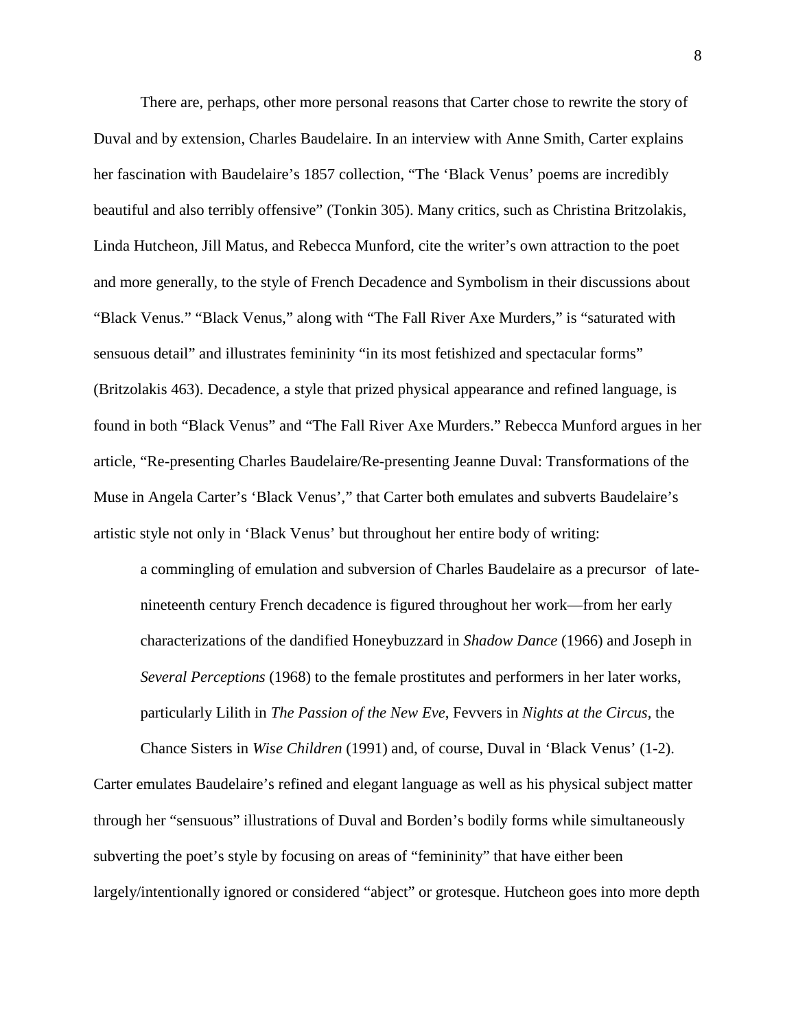There are, perhaps, other more personal reasons that Carter chose to rewrite the story of Duval and by extension, Charles Baudelaire. In an interview with Anne Smith, Carter explains her fascination with Baudelaire's 1857 collection, "The 'Black Venus' poems are incredibly beautiful and also terribly offensive" (Tonkin 305). Many critics, such as Christina Britzolakis, Linda Hutcheon, Jill Matus, and Rebecca Munford, cite the writer's own attraction to the poet and more generally, to the style of French Decadence and Symbolism in their discussions about "Black Venus." "Black Venus," along with "The Fall River Axe Murders," is "saturated with sensuous detail" and illustrates femininity "in its most fetishized and spectacular forms" (Britzolakis 463). Decadence, a style that prized physical appearance and refined language, is found in both "Black Venus" and "The Fall River Axe Murders." Rebecca Munford argues in her article, "Re-presenting Charles Baudelaire/Re-presenting Jeanne Duval: Transformations of the Muse in Angela Carter's 'Black Venus'," that Carter both emulates and subverts Baudelaire's artistic style not only in 'Black Venus' but throughout her entire body of writing:

> a commingling of emulation and subversion of Charles Baudelaire as a precursor of late-nineteenth century French decadence is figured throughout her work—from her early characterizations of the dandified Honeybuzzard in *Shadow Dance* (1966) and Joseph in *Several Perceptions* (1968) to the female prostitutes and performers in her later works, particularly Lilith in *The Passion of the New Eve*, Fevvers in *Nights at the Circus*, the Chance Sisters in *Wise Children* (1991) and, of course, Duval in 'Black Venus' (1-2).

Carter emulates Baudelaire's refined and elegant language as well as his physical subject matter through her "sensuous" illustrations of Duval and Borden's bodily forms while simultaneously subverting the poet's style by focusing on areas of "femininity" that have either been largely/intentionally ignored or considered "abject" or grotesque. Hutcheon goes into more depth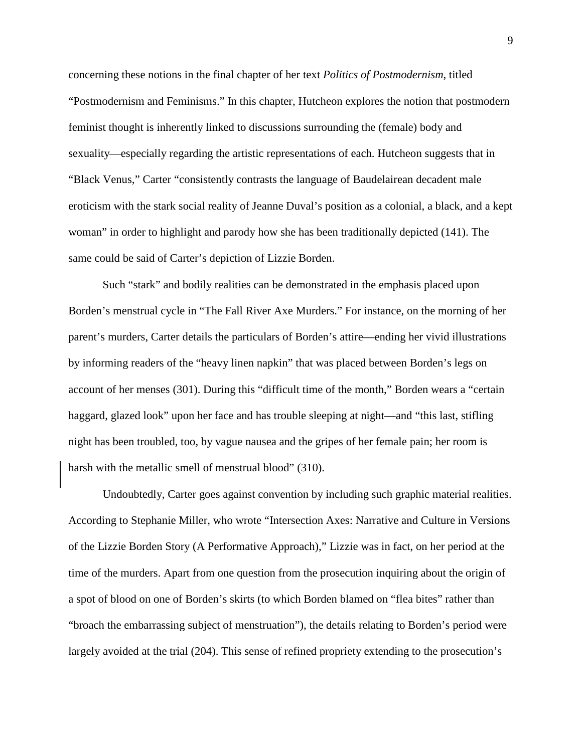concerning these notions in the final chapter of her text *Politics of Postmodernism*, titled "Postmodernism and Feminisms." In this chapter, Hutcheon explores the notion that postmodern feminist thought is inherently linked to discussions surrounding the (female) body and sexuality—especially regarding the artistic representations of each. Hutcheon suggests that in "Black Venus," Carter "consistently contrasts the language of Baudelairean decadent male eroticism with the stark social reality of Jeanne Duval's position as a colonial, a black, and a kept woman" in order to highlight and parody how she has been traditionally depicted (141). The same could be said of Carter's depiction of Lizzie Borden.

Such "stark" and bodily realities can be demonstrated in the emphasis placed upon Borden's menstrual cycle in "The Fall River Axe Murders." For instance, on the morning of her parent's murders, Carter details the particulars of Borden's attire—ending her vivid illustrations by informing readers of the "heavy linen napkin" that was placed between Borden's legs on account of her menses (301). During this "difficult time of the month," Borden wears a "certain haggard, glazed look" upon her face and has trouble sleeping at night—and "this last, stifling night has been troubled, too, by vague nausea and the gripes of her female pain; her room is harsh with the metallic smell of menstrual blood" (310).

Undoubtedly, Carter goes against convention by including such graphic material realities. According to Stephanie Miller, who wrote "Intersection Axes: Narrative and Culture in Versions of the Lizzie Borden Story (A Performative Approach)," Lizzie was in fact, on her period at the time of the murders. Apart from one question from the prosecution inquiring about the origin of a spot of blood on one of Borden's skirts (to which Borden blamed on "flea bites" rather than "broach the embarrassing subject of menstruation"), the details relating to Borden's period were largely avoided at the trial (204). This sense of refined propriety extending to the prosecution's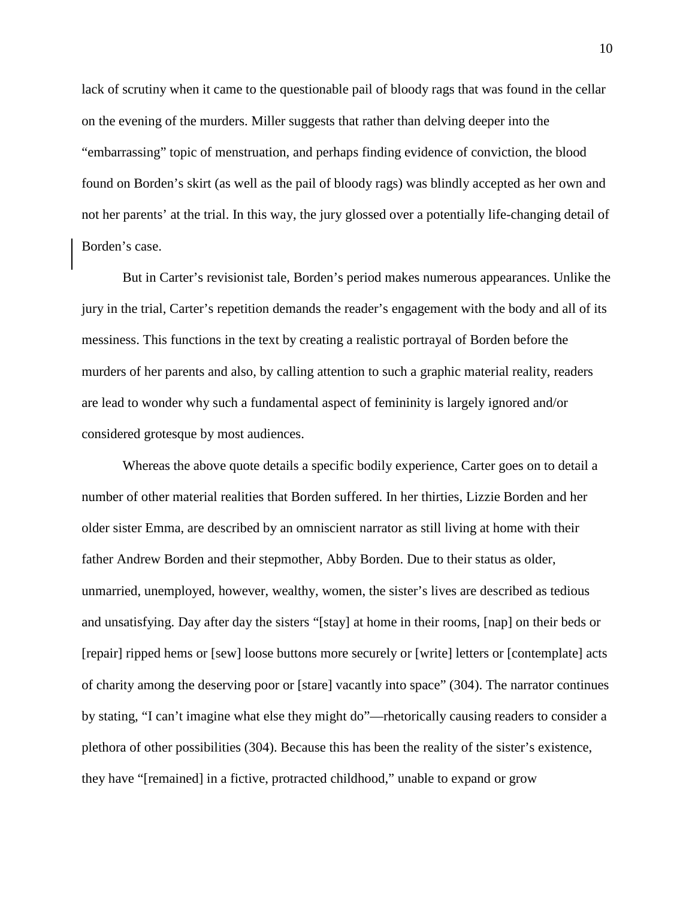lack of scrutiny when it came to the questionable pail of bloody rags that was found in the cellar on the evening of the murders. Miller suggests that rather than delving deeper into the "embarrassing" topic of menstruation, and perhaps finding evidence of conviction, the blood found on Borden's skirt (as well as the pail of bloody rags) was blindly accepted as her own and not her parents' at the trial. In this way, the jury glossed over a potentially life-changing detail of Borden's case.

But in Carter's revisionist tale, Borden's period makes numerous appearances. Unlike the jury in the trial, Carter's repetition demands the reader's engagement with the body and all of its messiness. This functions in the text by creating a realistic portrayal of Borden before the murders of her parents and also, by calling attention to such a graphic material reality, readers are lead to wonder why such a fundamental aspect of femininity is largely ignored and/or considered grotesque by most audiences.

Whereas the above quote details a specific bodily experience, Carter goes on to detail a number of other material realities that Borden suffered. In her thirties, Lizzie Borden and her older sister Emma, are described by an omniscient narrator as still living at home with their father Andrew Borden and their stepmother, Abby Borden. Due to their status as older, unmarried, unemployed, however, wealthy, women, the sister's lives are described as tedious and unsatisfying. Day after day the sisters "[stay] at home in their rooms, [nap] on their beds or [repair] ripped hems or [sew] loose buttons more securely or [write] letters or [contemplate] acts of charity among the deserving poor or [stare] vacantly into space" (304). The narrator continues by stating, "I can't imagine what else they might do"—rhetorically causing readers to consider a plethora of other possibilities (304). Because this has been the reality of the sister's existence, they have "[remained] in a fictive, protracted childhood," unable to expand or grow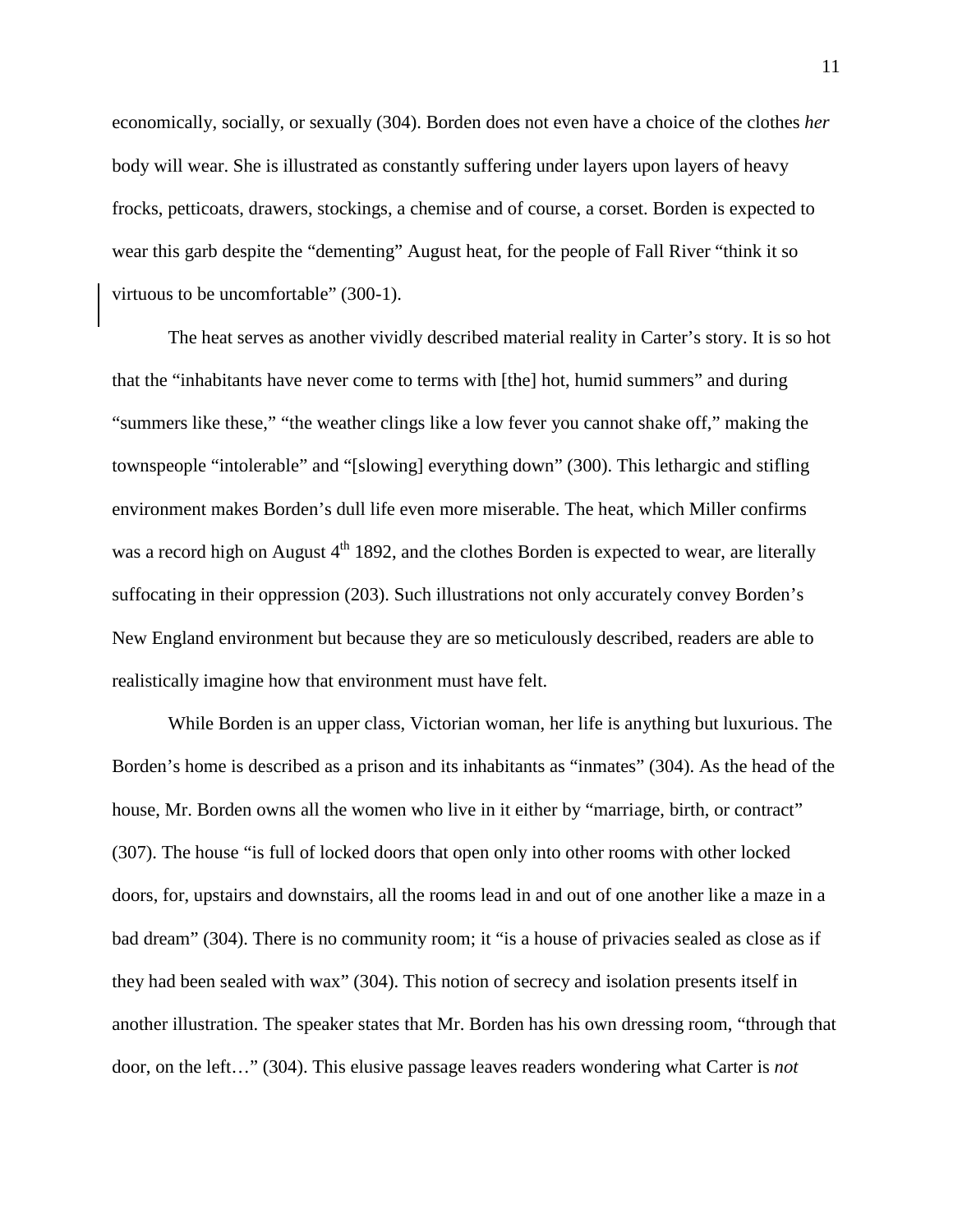economically, socially, or sexually (304). Borden does not even have a choice of the clothes *her* body will wear. She is illustrated as constantly suffering under layers upon layers of heavy frocks, petticoats, drawers, stockings, a chemise and of course, a corset. Borden is expected to wear this garb despite the "dementing" August heat, for the people of Fall River "think it so virtuous to be uncomfortable" (300-1).

The heat serves as another vividly described material reality in Carter's story. It is so hot that the "inhabitants have never come to terms with [the] hot, humid summers" and during "summers like these," "the weather clings like a low fever you cannot shake off," making the townspeople "intolerable" and "[slowing] everything down" (300). This lethargic and stifling environment makes Borden's dull life even more miserable. The heat, which Miller confirms was a record high on August 4th 1892, and the clothes Borden is expected to wear, are literally suffocating in their oppression (203). Such illustrations not only accurately convey Borden's New England environment but because they are so meticulously described, readers are able to realistically imagine how that environment must have felt.

While Borden is an upper class, Victorian woman, her life is anything but luxurious. The Borden's home is described as a prison and its inhabitants as "inmates" (304). As the head of the house, Mr. Borden owns all the women who live in it either by "marriage, birth, or contract" (307). The house "is full of locked doors that open only into other rooms with other locked doors, for, upstairs and downstairs, all the rooms lead in and out of one another like a maze in a bad dream" (304). There is no community room; it "is a house of privacies sealed as close as if they had been sealed with wax" (304). This notion of secrecy and isolation presents itself in another illustration. The speaker states that Mr. Borden has his own dressing room, "through that door, on the left…" (304). This elusive passage leaves readers wondering what Carter is *not*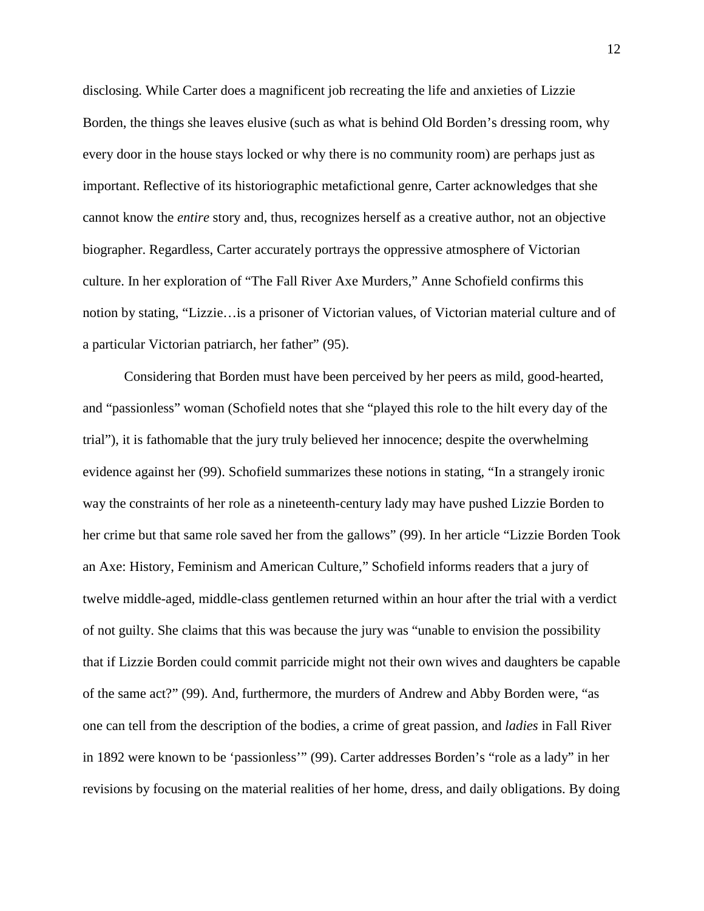disclosing. While Carter does a magnificent job recreating the life and anxieties of Lizzie Borden, the things she leaves elusive (such as what is behind Old Borden's dressing room, why every door in the house stays locked or why there is no community room) are perhaps just as important. Reflective of its historiographic metafictional genre, Carter acknowledges that she cannot know the *entire* story and, thus, recognizes herself as a creative author, not an objective biographer. Regardless, Carter accurately portrays the oppressive atmosphere of Victorian culture. In her exploration of "The Fall River Axe Murders," Anne Schofield confirms this notion by stating, "Lizzie…is a prisoner of Victorian values, of Victorian material culture and of a particular Victorian patriarch, her father" (95).

Considering that Borden must have been perceived by her peers as mild, good-hearted, and "passionless" woman (Schofield notes that she "played this role to the hilt every day of the trial"), it is fathomable that the jury truly believed her innocence; despite the overwhelming evidence against her (99). Schofield summarizes these notions in stating, "In a strangely ironic way the constraints of her role as a nineteenth-century lady may have pushed Lizzie Borden to her crime but that same role saved her from the gallows" (99). In her article "Lizzie Borden Took an Axe: History, Feminism and American Culture," Schofield informs readers that a jury of twelve middle-aged, middle-class gentlemen returned within an hour after the trial with a verdict of not guilty. She claims that this was because the jury was "unable to envision the possibility that if Lizzie Borden could commit parricide might not their own wives and daughters be capable of the same act?" (99). And, furthermore, the murders of Andrew and Abby Borden were, "as one can tell from the description of the bodies, a crime of great passion, and *ladies* in Fall River in 1892 were known to be 'passionless'" (99). Carter addresses Borden's "role as a lady" in her revisions by focusing on the material realities of her home, dress, and daily obligations. By doing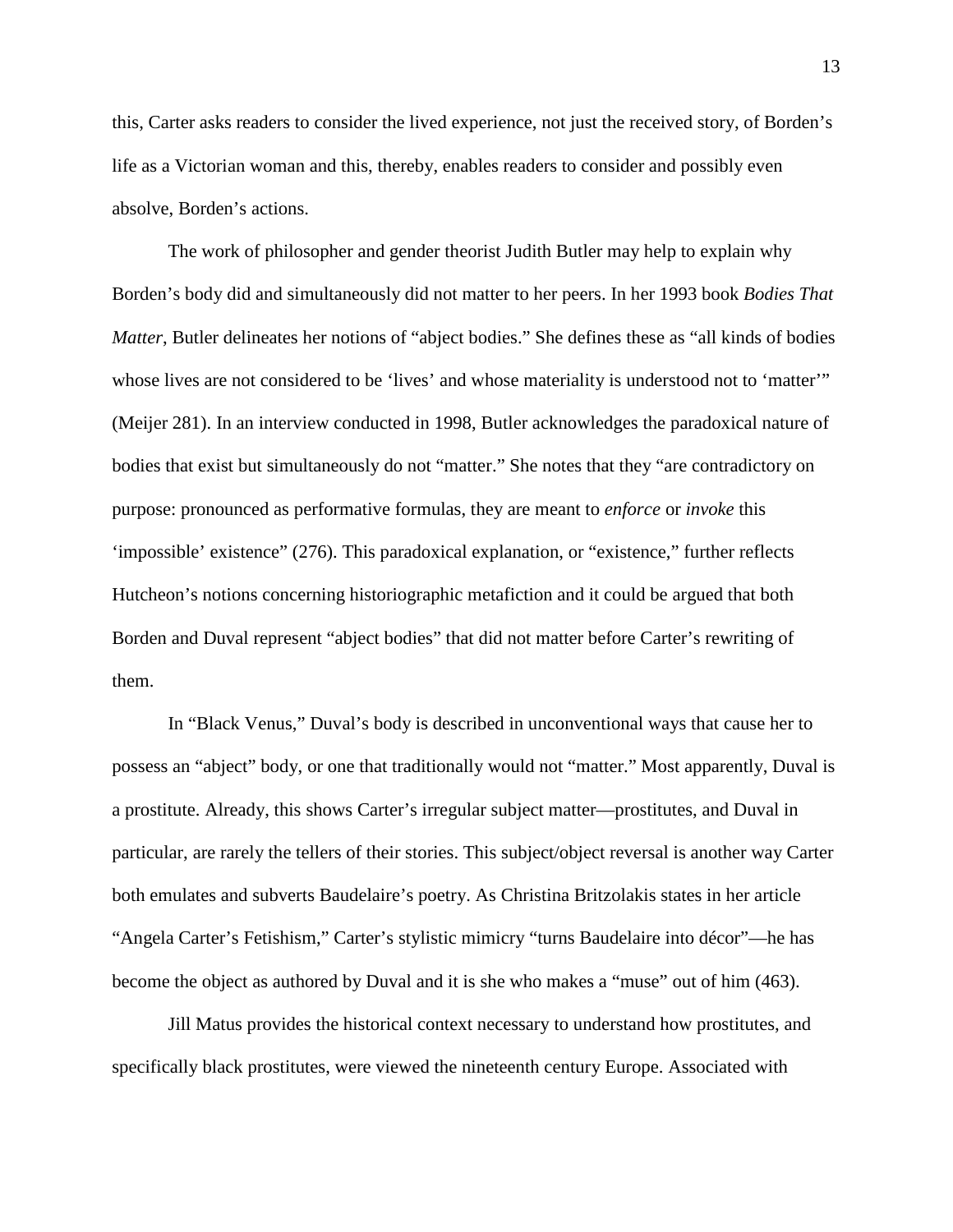this, Carter asks readers to consider the lived experience, not just the received story, of Borden's life as a Victorian woman and this, thereby, enables readers to consider and possibly even absolve, Borden's actions.

The work of philosopher and gender theorist Judith Butler may help to explain why Borden's body did and simultaneously did not matter to her peers. In her 1993 book *Bodies That Matter*, Butler delineates her notions of "abject bodies." She defines these as "all kinds of bodies whose lives are not considered to be 'lives' and whose materiality is understood not to 'matter'" (Meijer 281). In an interview conducted in 1998, Butler acknowledges the paradoxical nature of bodies that exist but simultaneously do not "matter." She notes that they "are contradictory on purpose: pronounced as performative formulas, they are meant to *enforce* or *invoke* this 'impossible' existence" (276). This paradoxical explanation, or "existence," further reflects Hutcheon's notions concerning historiographic metafiction and it could be argued that both Borden and Duval represent "abject bodies" that did not matter before Carter's rewriting of them.

In "Black Venus," Duval's body is described in unconventional ways that cause her to possess an "abject" body, or one that traditionally would not "matter." Most apparently, Duval is a prostitute. Already, this shows Carter's irregular subject matter—prostitutes, and Duval in particular, are rarely the tellers of their stories. This subject/object reversal is another way Carter both emulates and subverts Baudelaire's poetry. As Christina Britzolakis states in her article "Angela Carter's Fetishism," Carter's stylistic mimicry "turns Baudelaire into décor"—he has become the object as authored by Duval and it is she who makes a "muse" out of him (463).

Jill Matus provides the historical context necessary to understand how prostitutes, and specifically black prostitutes, were viewed the nineteenth century Europe. Associated with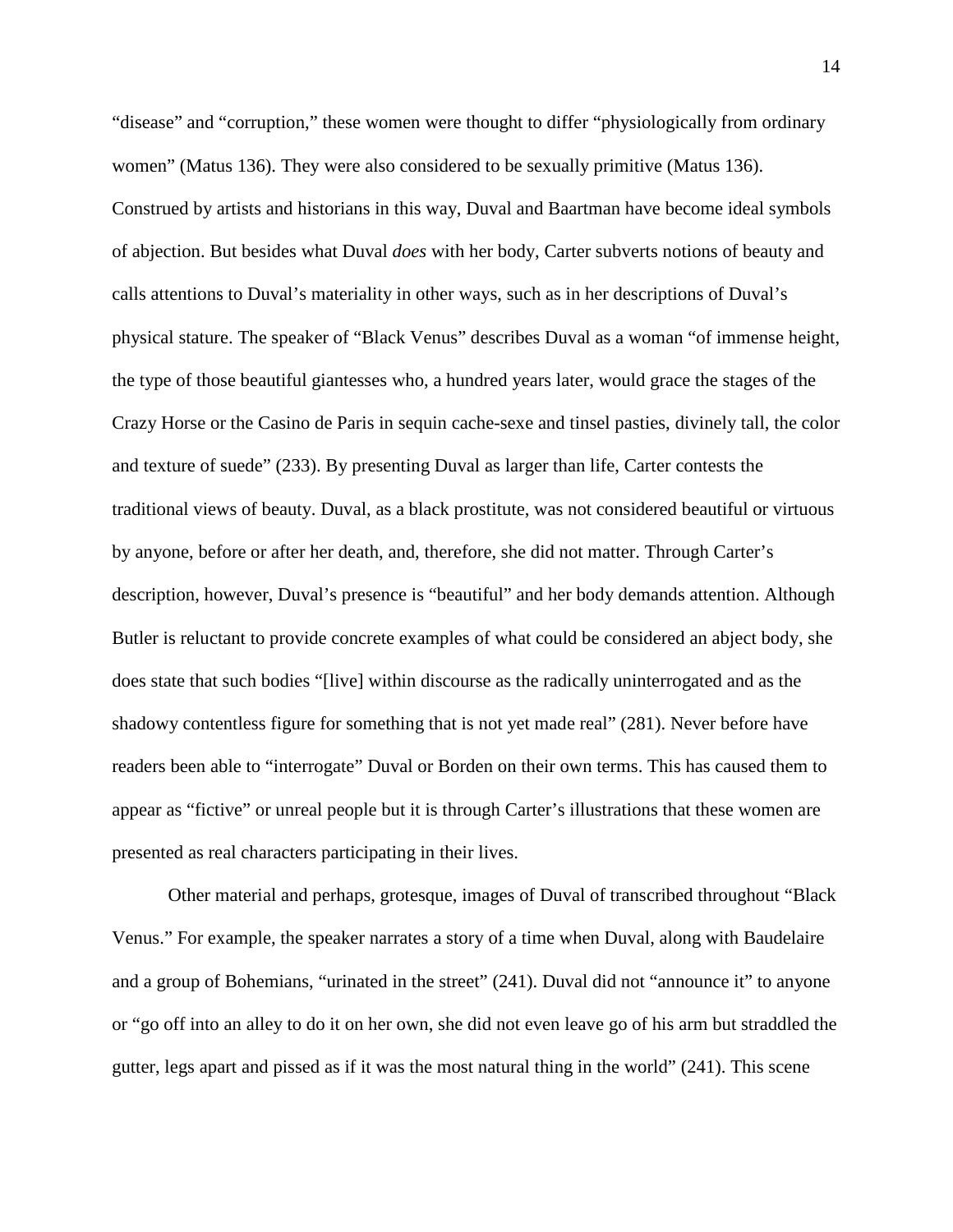"disease" and "corruption," these women were thought to differ "physiologically from ordinary women" (Matus 136). They were also considered to be sexually primitive (Matus 136). Construed by artists and historians in this way, Duval and Baartman have become ideal symbols of abjection. But besides what Duval *does* with her body, Carter subverts notions of beauty and calls attentions to Duval's materiality in other ways, such as in her descriptions of Duval's physical stature. The speaker of "Black Venus" describes Duval as a woman "of immense height, the type of those beautiful giantesses who, a hundred years later, would grace the stages of the Crazy Horse or the Casino de Paris in sequin cache-sexe and tinsel pasties, divinely tall, the color and texture of suede" (233). By presenting Duval as larger than life, Carter contests the traditional views of beauty. Duval, as a black prostitute, was not considered beautiful or virtuous by anyone, before or after her death, and, therefore, she did not matter. Through Carter's description, however, Duval's presence is "beautiful" and her body demands attention. Although Butler is reluctant to provide concrete examples of what could be considered an abject body, she does state that such bodies "[live] within discourse as the radically uninterrogated and as the shadowy contentless figure for something that is not yet made real" (281). Never before have readers been able to "interrogate" Duval or Borden on their own terms. This has caused them to appear as "fictive" or unreal people but it is through Carter's illustrations that these women are presented as real characters participating in their lives.

Other material and perhaps, grotesque, images of Duval of transcribed throughout "Black Venus." For example, the speaker narrates a story of a time when Duval, along with Baudelaire and a group of Bohemians, "urinated in the street" (241). Duval did not "announce it" to anyone or "go off into an alley to do it on her own, she did not even leave go of his arm but straddled the gutter, legs apart and pissed as if it was the most natural thing in the world" (241). This scene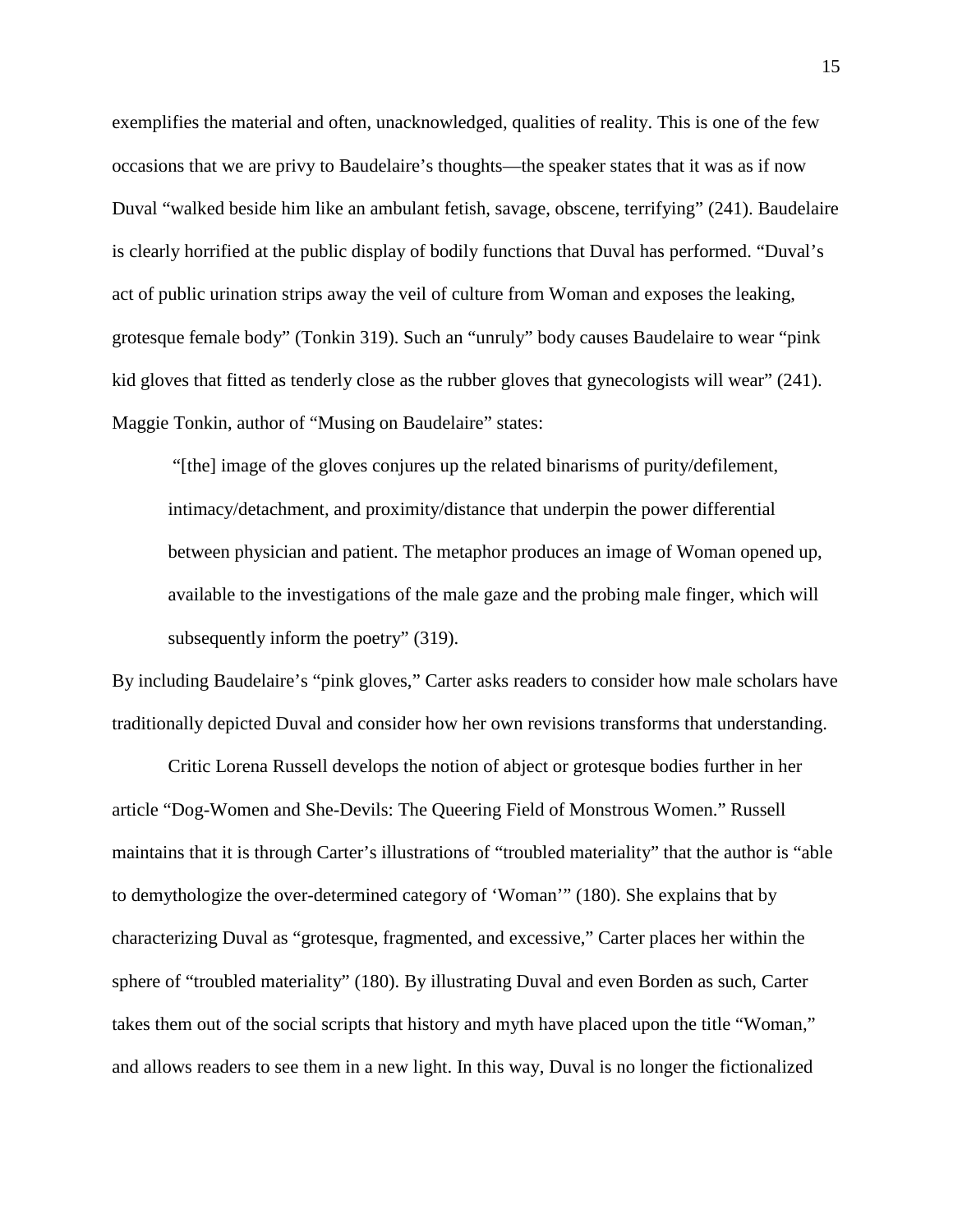exemplifies the material and often, unacknowledged, qualities of reality. This is one of the few occasions that we are privy to Baudelaire's thoughts—the speaker states that it was as if now Duval "walked beside him like an ambulant fetish, savage, obscene, terrifying" (241). Baudelaire is clearly horrified at the public display of bodily functions that Duval has performed. "Duval's act of public urination strips away the veil of culture from Woman and exposes the leaking, grotesque female body" (Tonkin 319). Such an "unruly" body causes Baudelaire to wear "pink kid gloves that fitted as tenderly close as the rubber gloves that gynecologists will wear" (241). Maggie Tonkin, author of "Musing on Baudelaire" states:

> "[the] image of the gloves conjures up the related binarisms of purity/defilement, intimacy/detachment, and proximity/distance that underpin the power differential between physician and patient. The metaphor produces an image of Woman opened up, available to the investigations of the male gaze and the probing male finger, which will subsequently inform the poetry" (319).

By including Baudelaire's "pink gloves," Carter asks readers to consider how male scholars have traditionally depicted Duval and consider how her own revisions transforms that understanding.

Critic Lorena Russell develops the notion of abject or grotesque bodies further in her article "Dog-Women and She-Devils: The Queering Field of Monstrous Women." Russell maintains that it is through Carter's illustrations of "troubled materiality" that the author is "able to demythologize the over-determined category of 'Woman'" (180). She explains that by characterizing Duval as "grotesque, fragmented, and excessive," Carter places her within the sphere of "troubled materiality" (180). By illustrating Duval and even Borden as such, Carter takes them out of the social scripts that history and myth have placed upon the title "Woman," and allows readers to see them in a new light. In this way, Duval is no longer the fictionalized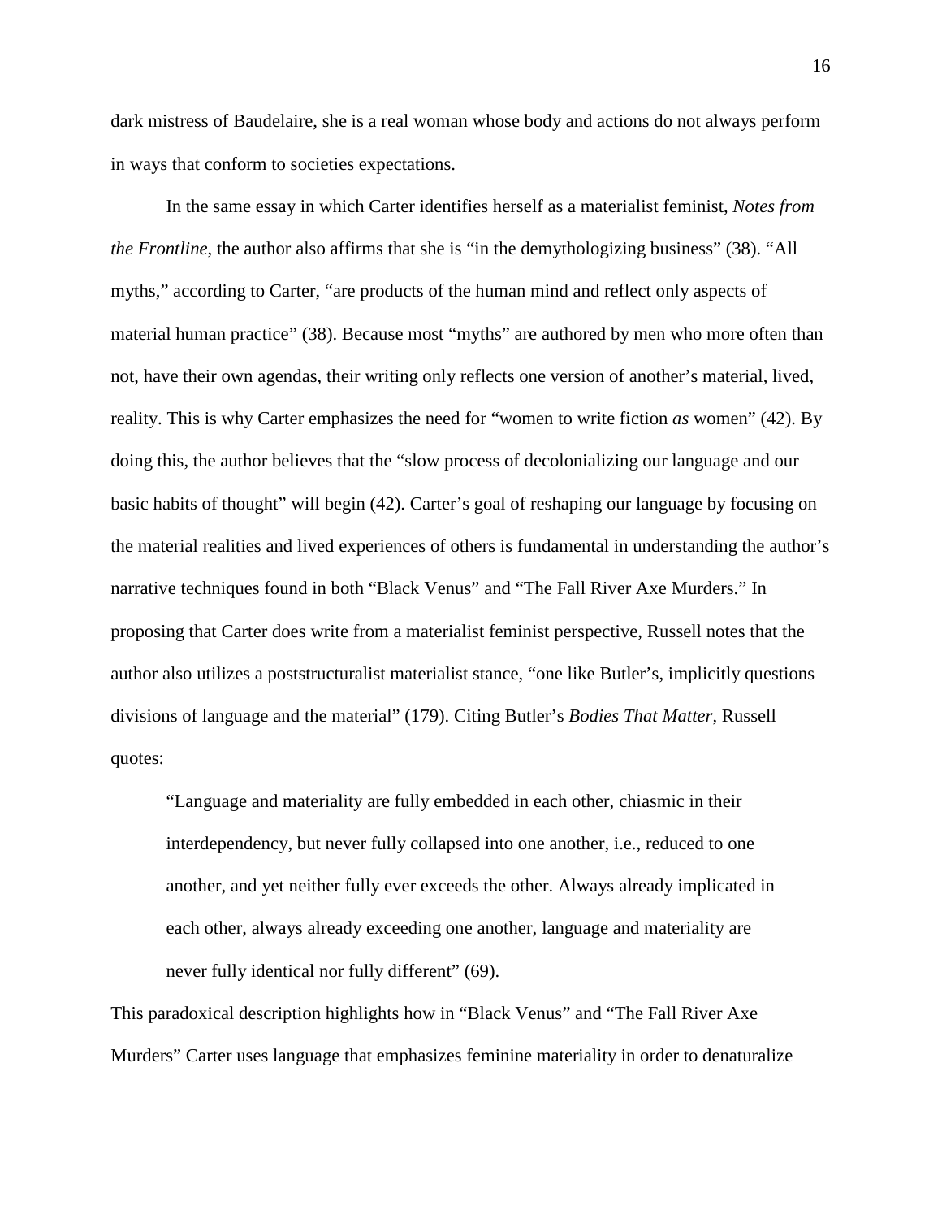dark mistress of Baudelaire, she is a real woman whose body and actions do not always perform in ways that conform to societies expectations.

In the same essay in which Carter identifies herself as a materialist feminist, *Notes from the Frontline*, the author also affirms that she is "in the demythologizing business" (38). "All myths," according to Carter, "are products of the human mind and reflect only aspects of material human practice" (38). Because most "myths" are authored by men who more often than not, have their own agendas, their writing only reflects one version of another's material, lived, reality. This is why Carter emphasizes the need for "women to write fiction *as* women" (42). By doing this, the author believes that the "slow process of decolonializing our language and our basic habits of thought" will begin (42). Carter's goal of reshaping our language by focusing on the material realities and lived experiences of others is fundamental in understanding the author's narrative techniques found in both "Black Venus" and "The Fall River Axe Murders." In proposing that Carter does write from a materialist feminist perspective, Russell notes that the author also utilizes a poststructuralist materialist stance, "one like Butler's, implicitly questions divisions of language and the material" (179). Citing Butler's *Bodies That Matter*, Russell quotes:

> "Language and materiality are fully embedded in each other, chiasmic in their interdependency, but never fully collapsed into one another, i.e., reduced to one another, and yet neither fully ever exceeds the other. Always already implicated in each other, always already exceeding one another, language and materiality are never fully identical nor fully different" (69).

This paradoxical description highlights how in "Black Venus" and "The Fall River Axe Murders" Carter uses language that emphasizes feminine materiality in order to denaturalize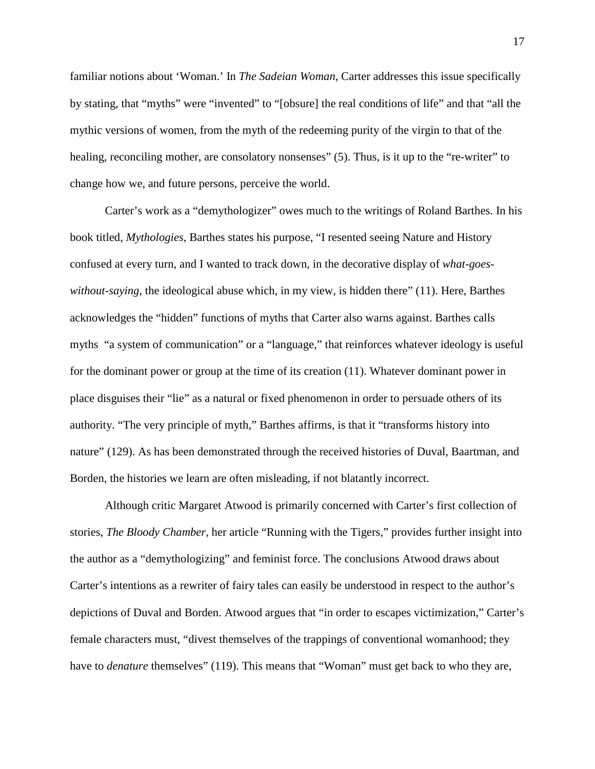familiar notions about 'Woman.' In *The Sadeian Woman*, Carter addresses this issue specifically by stating, that "myths" were "invented" to "[obsure] the real conditions of life" and that "all the mythic versions of women, from the myth of the redeeming purity of the virgin to that of the healing, reconciling mother, are consolatory nonsenses" (5). Thus, is it up to the "re-writer" to change how we, and future persons, perceive the world.

Carter's work as a "demythologizer" owes much to the writings of Roland Barthes. In his book titled, *Mythologies*, Barthes states his purpose, "I resented seeing Nature and History confused at every turn, and I wanted to track down, in the decorative display of *what-goes-without-saying*, the ideological abuse which, in my view, is hidden there" (11). Here, Barthes acknowledges the "hidden" functions of myths that Carter also warns against. Barthes calls myths "a system of communication" or a "language," that reinforces whatever ideology is useful for the dominant power or group at the time of its creation (11). Whatever dominant power in place disguises their "lie" as a natural or fixed phenomenon in order to persuade others of its authority. "The very principle of myth," Barthes affirms, is that it "transforms history into nature" (129). As has been demonstrated through the received histories of Duval, Baartman, and Borden, the histories we learn are often misleading, if not blatantly incorrect.

Although critic Margaret Atwood is primarily concerned with Carter's first collection of stories, *The Bloody Chamber*, her article "Running with the Tigers," provides further insight into the author as a "demythologizing" and feminist force. The conclusions Atwood draws about Carter's intentions as a rewriter of fairy tales can easily be understood in respect to the author's depictions of Duval and Borden. Atwood argues that "in order to escapes victimization," Carter's female characters must, "divest themselves of the trappings of conventional womanhood; they have to *denature* themselves" (119). This means that "Woman" must get back to who they are,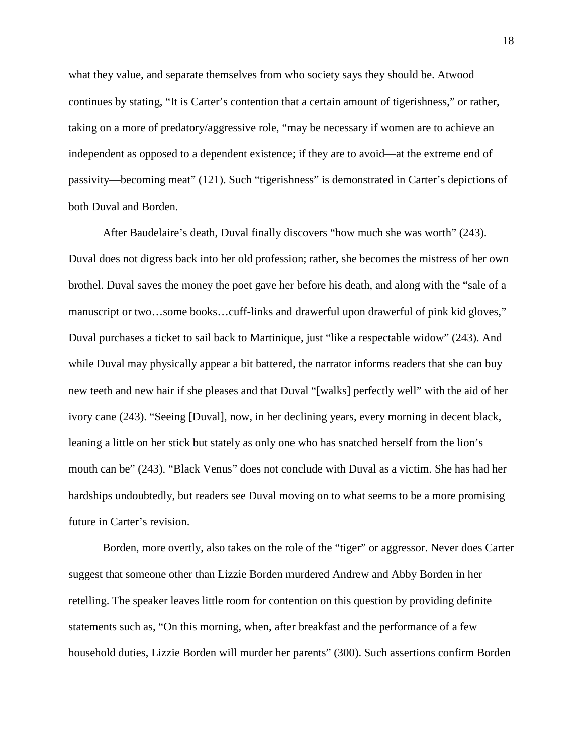what they value, and separate themselves from who society says they should be. Atwood continues by stating, "It is Carter's contention that a certain amount of tigerishness," or rather, taking on a more of predatory/aggressive role, "may be necessary if women are to achieve an independent as opposed to a dependent existence; if they are to avoid—at the extreme end of passivity—becoming meat" (121). Such "tigerishness" is demonstrated in Carter's depictions of both Duval and Borden.

After Baudelaire's death, Duval finally discovers "how much she was worth" (243). Duval does not digress back into her old profession; rather, she becomes the mistress of her own brothel. Duval saves the money the poet gave her before his death, and along with the "sale of a manuscript or two…some books…cuff-links and drawerful upon drawerful of pink kid gloves," Duval purchases a ticket to sail back to Martinique, just "like a respectable widow" (243). And while Duval may physically appear a bit battered, the narrator informs readers that she can buy new teeth and new hair if she pleases and that Duval "[walks] perfectly well" with the aid of her ivory cane (243). "Seeing [Duval], now, in her declining years, every morning in decent black, leaning a little on her stick but stately as only one who has snatched herself from the lion's mouth can be" (243). "Black Venus" does not conclude with Duval as a victim. She has had her hardships undoubtedly, but readers see Duval moving on to what seems to be a more promising future in Carter's revision.

Borden, more overtly, also takes on the role of the "tiger" or aggressor. Never does Carter suggest that someone other than Lizzie Borden murdered Andrew and Abby Borden in her retelling. The speaker leaves little room for contention on this question by providing definite statements such as, "On this morning, when, after breakfast and the performance of a few household duties, Lizzie Borden will murder her parents" (300). Such assertions confirm Borden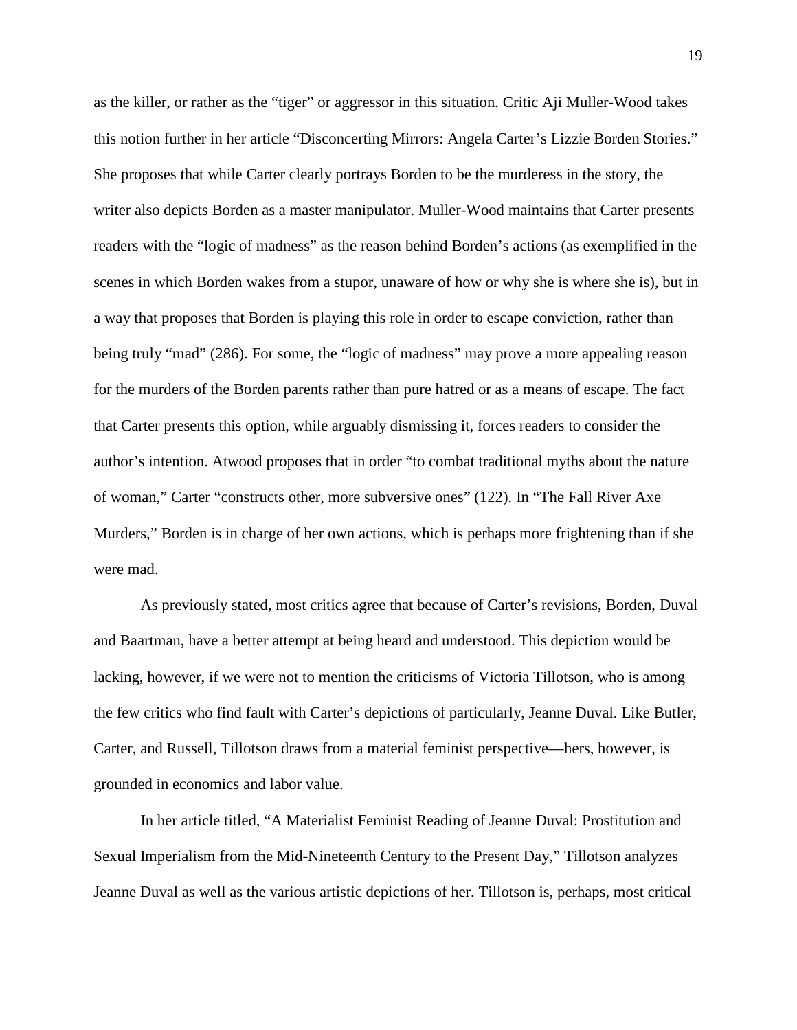as the killer, or rather as the "tiger" or aggressor in this situation. Critic Aji Muller-Wood takes this notion further in her article "Disconcerting Mirrors: Angela Carter's Lizzie Borden Stories." She proposes that while Carter clearly portrays Borden to be the murderess in the story, the writer also depicts Borden as a master manipulator. Muller-Wood maintains that Carter presents readers with the "logic of madness" as the reason behind Borden's actions (as exemplified in the scenes in which Borden wakes from a stupor, unaware of how or why she is where she is), but in a way that proposes that Borden is playing this role in order to escape conviction, rather than being truly "mad" (286). For some, the "logic of madness" may prove a more appealing reason for the murders of the Borden parents rather than pure hatred or as a means of escape. The fact that Carter presents this option, while arguably dismissing it, forces readers to consider the author's intention. Atwood proposes that in order "to combat traditional myths about the nature of woman," Carter "constructs other, more subversive ones" (122). In "The Fall River Axe Murders," Borden is in charge of her own actions, which is perhaps more frightening than if she were mad.

As previously stated, most critics agree that because of Carter's revisions, Borden, Duval and Baartman, have a better attempt at being heard and understood. This depiction would be lacking, however, if we were not to mention the criticisms of Victoria Tillotson, who is among the few critics who find fault with Carter's depictions of particularly, Jeanne Duval. Like Butler, Carter, and Russell, Tillotson draws from a material feminist perspective—hers, however, is grounded in economics and labor value.

In her article titled, "A Materialist Feminist Reading of Jeanne Duval: Prostitution and Sexual Imperialism from the Mid-Nineteenth Century to the Present Day," Tillotson analyzes Jeanne Duval as well as the various artistic depictions of her. Tillotson is, perhaps, most critical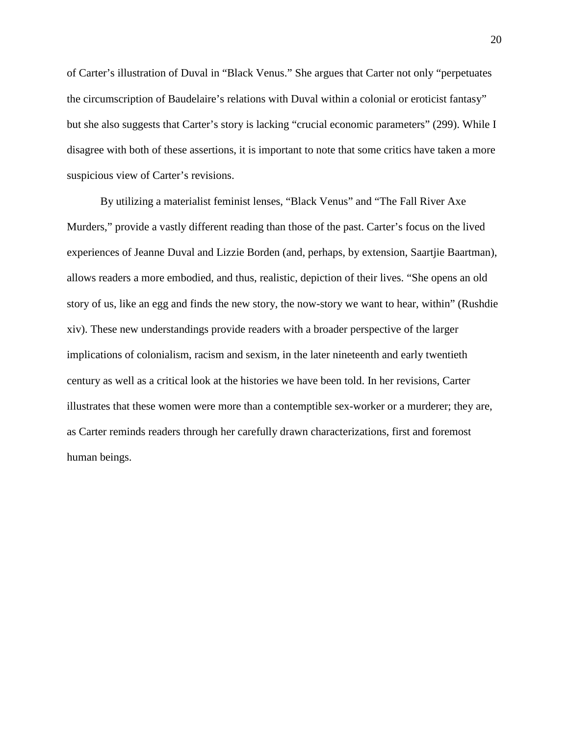of Carter's illustration of Duval in "Black Venus." She argues that Carter not only "perpetuates the circumscription of Baudelaire's relations with Duval within a colonial or eroticist fantasy" but she also suggests that Carter's story is lacking "crucial economic parameters" (299). While I disagree with both of these assertions, it is important to note that some critics have taken a more suspicious view of Carter's revisions.

By utilizing a materialist feminist lenses, "Black Venus" and "The Fall River Axe Murders," provide a vastly different reading than those of the past. Carter's focus on the lived experiences of Jeanne Duval and Lizzie Borden (and, perhaps, by extension, Saartjie Baartman), allows readers a more embodied, and thus, realistic, depiction of their lives. "She opens an old story of us, like an egg and finds the new story, the now-story we want to hear, within" (Rushdie xiv). These new understandings provide readers with a broader perspective of the larger implications of colonialism, racism and sexism, in the later nineteenth and early twentieth century as well as a critical look at the histories we have been told. In her revisions, Carter illustrates that these women were more than a contemptible sex-worker or a murderer; they are, as Carter reminds readers through her carefully drawn characterizations, first and foremost human beings.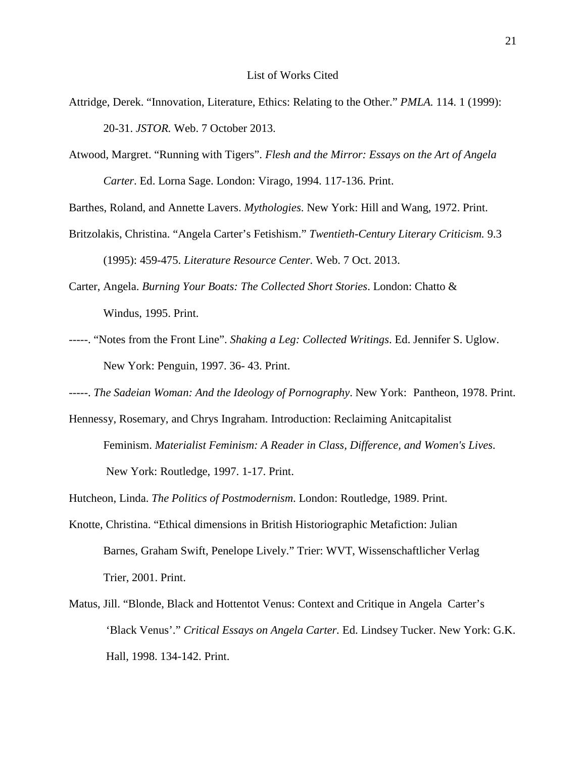# List of Works Cited

Attridge, Derek. “Innovation, Literature, Ethics: Relating to the Other.” *PMLA.* 114. 1 (1999): 20-31. *JSTOR.* Web. 7 October 2013.

Atwood, Margret. “Running with Tigers”. *Flesh and the Mirror: Essays on the Art of Angela Carter*. Ed. Lorna Sage. London: Virago, 1994. 117-136. Print.

Barthes, Roland, and Annette Lavers. *Mythologies*. New York: Hill and Wang, 1972. Print.

Britzolakis, Christina. “Angela Carter’s Fetishism.” *Twentieth-Century Literary Criticism.* 9.3 (1995): 459-475. *Literature Resource Center.* Web. 7 Oct. 2013.

Carter, Angela. *Burning Your Boats: The Collected Short Stories*. London: Chatto & Windus, 1995. Print.

-----. “Notes from the Front Line”. *Shaking a Leg: Collected Writings*. Ed. Jennifer S. Uglow. New York: Penguin, 1997. 36- 43. Print.

-----. *The Sadeian Woman: And the Ideology of Pornography*. New York: Pantheon, 1978. Print.

Hennessy, Rosemary, and Chrys Ingraham. Introduction: Reclaiming Anitcapitalist Feminism. *Materialist Feminism: A Reader in Class, Difference, and Women's Lives*. New York: Routledge, 1997. 1-17. Print.

Hutcheon, Linda. *The Politics of Postmodernism*. London: Routledge, 1989. Print.

Knotte, Christina. “Ethical dimensions in British Historiographic Metafiction: Julian Barnes, Graham Swift, Penelope Lively.” Trier: WVT, Wissenschaftlicher Verlag Trier, 2001. Print.

Matus, Jill. “Blonde, Black and Hottentot Venus: Context and Critique in Angela Carter’s ‘Black Venus’.” *Critical Essays on Angela Carter.* Ed. Lindsey Tucker. New York: G.K. Hall, 1998. 134-142. Print.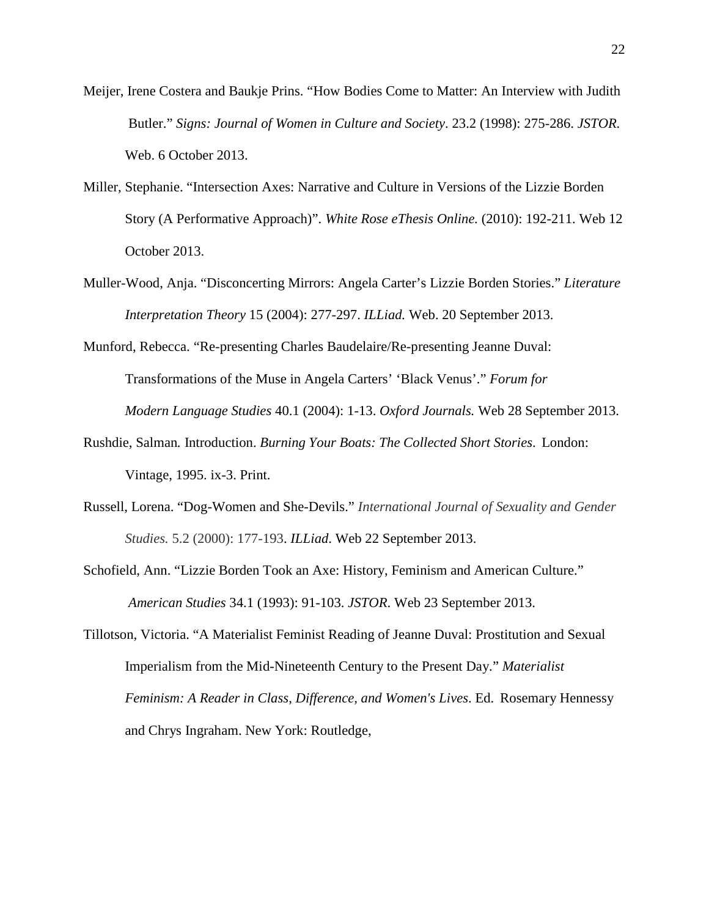Meijer, Irene Costera and Baukje Prins. "How Bodies Come to Matter: An Interview with Judith Butler." *Signs: Journal of Women in Culture and Society*. 23.2 (1998): 275-286. *JSTOR.* Web. 6 October 2013.

Miller, Stephanie. "Intersection Axes: Narrative and Culture in Versions of the Lizzie Borden Story (A Performative Approach)". *White Rose eThesis Online.* (2010): 192-211. Web 12 October 2013.

Muller-Wood, Anja. "Disconcerting Mirrors: Angela Carter's Lizzie Borden Stories." *Literature Interpretation Theory* 15 (2004): 277-297. *ILLiad.* Web. 20 September 2013.

Munford, Rebecca. "Re-presenting Charles Baudelaire/Re-presenting Jeanne Duval: Transformations of the Muse in Angela Carters' 'Black Venus'." *Forum for Modern Language Studies* 40.1 (2004): 1-13. *Oxford Journals.* Web 28 September 2013.

Rushdie, Salman. Introduction. *Burning Your Boats: The Collected Short Stories*. London: Vintage, 1995. ix-3. Print.

Russell, Lorena. "Dog-Women and She-Devils." *International Journal of Sexuality and Gender Studies.* 5.2 (2000): 177-193. *ILLiad*. Web 22 September 2013.

Schofield, Ann. "Lizzie Borden Took an Axe: History, Feminism and American Culture." *American Studies* 34.1 (1993): 91-103. *JSTOR*. Web 23 September 2013.

Tillotson, Victoria. "A Materialist Feminist Reading of Jeanne Duval: Prostitution and Sexual Imperialism from the Mid-Nineteenth Century to the Present Day." *Materialist Feminism: A Reader in Class, Difference, and Women's Lives*. Ed. Rosemary Hennessy and Chrys Ingraham. New York: Routledge,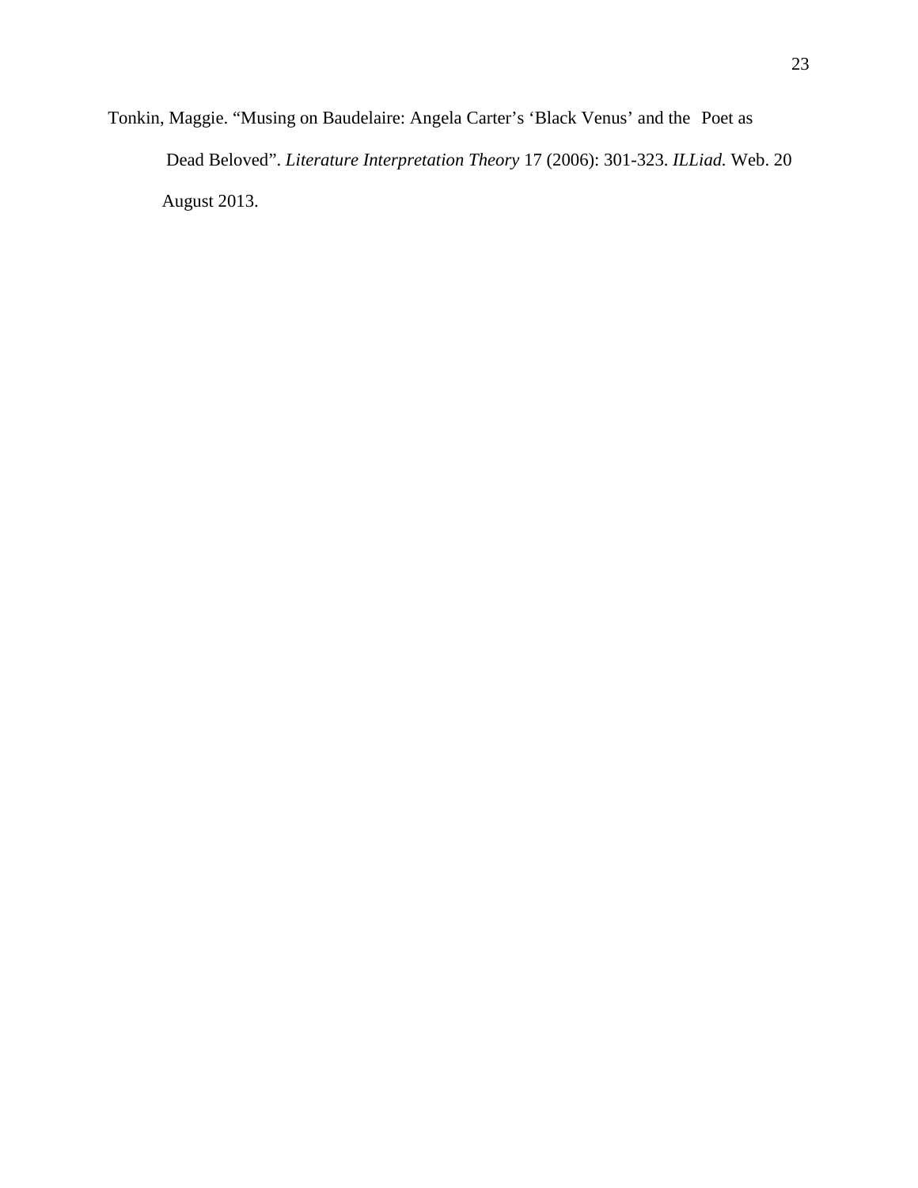Tonkin, Maggie. "Musing on Baudelaire: Angela Carter's 'Black Venus' and the Poet as Dead Beloved". *Literature Interpretation Theory* 17 (2006): 301-323. *ILLiad.* Web. 20 August 2013.